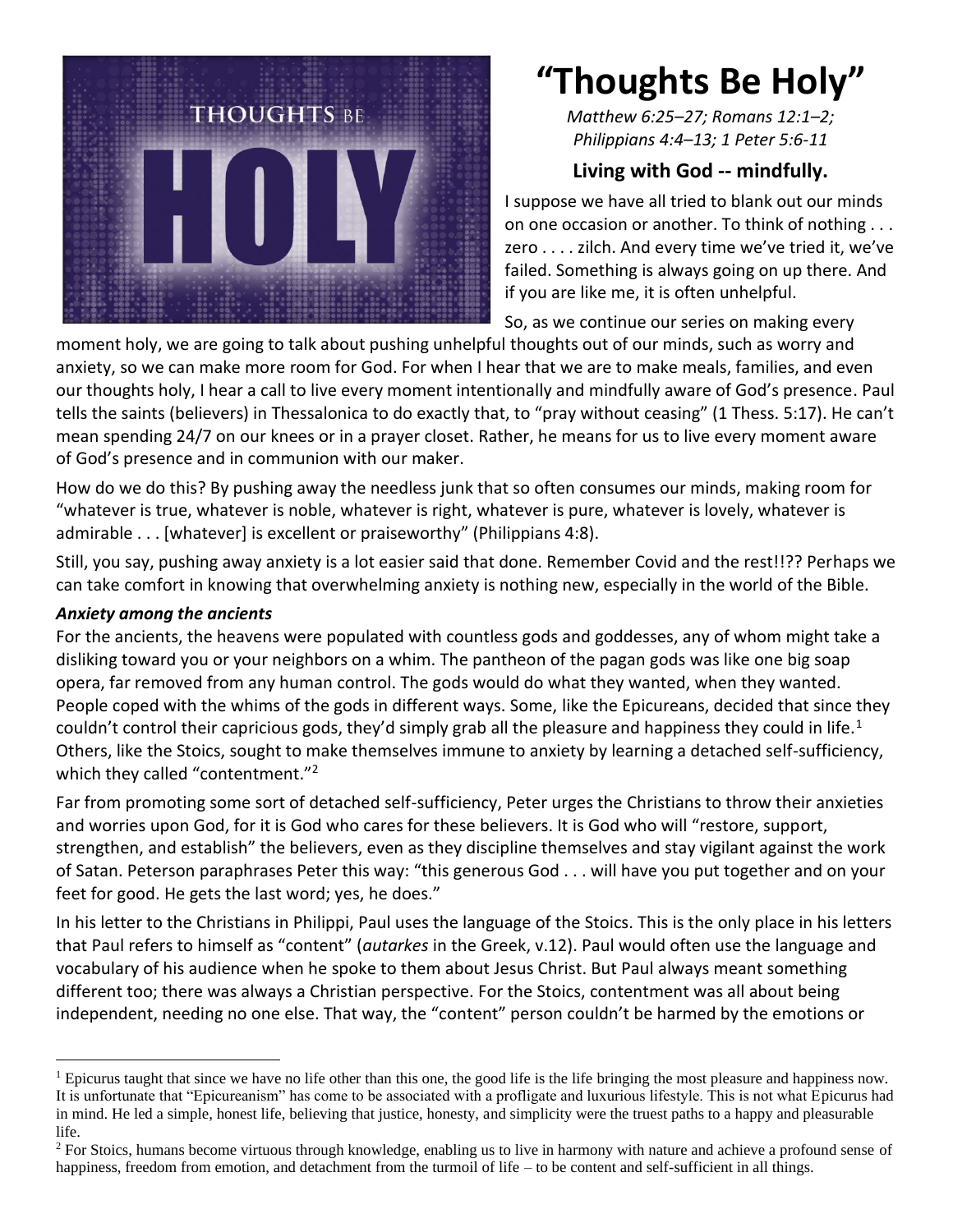# "Thoughts Be Holy"

*Matthew 6:25–27; Romans 12:1–2; Philippians 4:4–13; 1 Peter 5:6-11*

## Living with God -- mindfully.

I suppose we have all tried to blank out our minds on one occasion or another. To think of nothing . . . zero . . . . zilch. And every time we've tried it, we've failed. Something is always going on up there. And if you are like me, it is often unhelpful.

So, as we continue our series on making every moment holy, we are going to talk about pushing unhelpful thoughts out of our minds, such as worry and anxiety, so we can make more room for God. For when I hear that we are to make meals, families, and even our thoughts holy, I hear a call to live every moment intentionally and mindfully aware of God's presence. Paul tells the saints (believers) in Thessalonica to do exactly that, to "pray without ceasing" (1 Thess. 5:17). He can't mean spending 24/7 on our knees or in a prayer closet. Rather, he means for us to live every moment aware of God's presence and in communion with our maker.

How do we do this? By pushing away the needless junk that so often consumes our minds, making room for "whatever is true, whatever is noble, whatever is right, whatever is pure, whatever is lovely, whatever is admirable . . . [whatever] is excellent or praiseworthy" (Philippians 4:8).

Still, you say, pushing away anxiety is a lot easier said that done. Remember Covid and the rest!!?? Perhaps we can take comfort in knowing that overwhelming anxiety is nothing new, especially in the world of the Bible.

### *Anxiety among the ancients*

For the ancients, the heavens were populated with countless gods and goddesses, any of whom might take a disliking toward you or your neighbors on a whim. The pantheon of the pagan gods was like one big soap opera, far removed from any human control. The gods would do what they wanted, when they wanted. People coped with the whims of the gods in different ways. Some, like the Epicureans, decided that since they couldn't control their capricious gods, they'd simply grab all the pleasure and happiness they could in life.[1] Others, like the Stoics, sought to make themselves immune to anxiety by learning a detached self-sufficiency, which they called "contentment."[2]

Far from promoting some sort of detached self-sufficiency, Peter urges the Christians to throw their anxieties and worries upon God, for it is God who cares for these believers. It is God who will "restore, support, strengthen, and establish" the believers, even as they discipline themselves and stay vigilant against the work of Satan. Peterson paraphrases Peter this way: "this generous God . . . will have you put together and on your feet for good. He gets the last word; yes, he does."

In his letter to the Christians in Philippi, Paul uses the language of the Stoics. This is the only place in his letters that Paul refers to himself as "content" (*autarkes* in the Greek, v.12). Paul would often use the language and vocabulary of his audience when he spoke to them about Jesus Christ. But Paul always meant something different too; there was always a Christian perspective. For the Stoics, contentment was all about being independent, needing no one else. That way, the "content" person couldn't be harmed by the emotions or

---

[1] Epicurus taught that since we have no life other than this one, the good life is the life bringing the most pleasure and happiness now. It is unfortunate that "Epicureanism" has come to be associated with a profligate and luxurious lifestyle. This is not what Epicurus had in mind. He led a simple, honest life, believing that justice, honesty, and simplicity were the truest paths to a happy and pleasurable life.

[2] For Stoics, humans become virtuous through knowledge, enabling us to live in harmony with nature and achieve a profound sense of happiness, freedom from emotion, and detachment from the turmoil of life – to be content and self-sufficient in all things.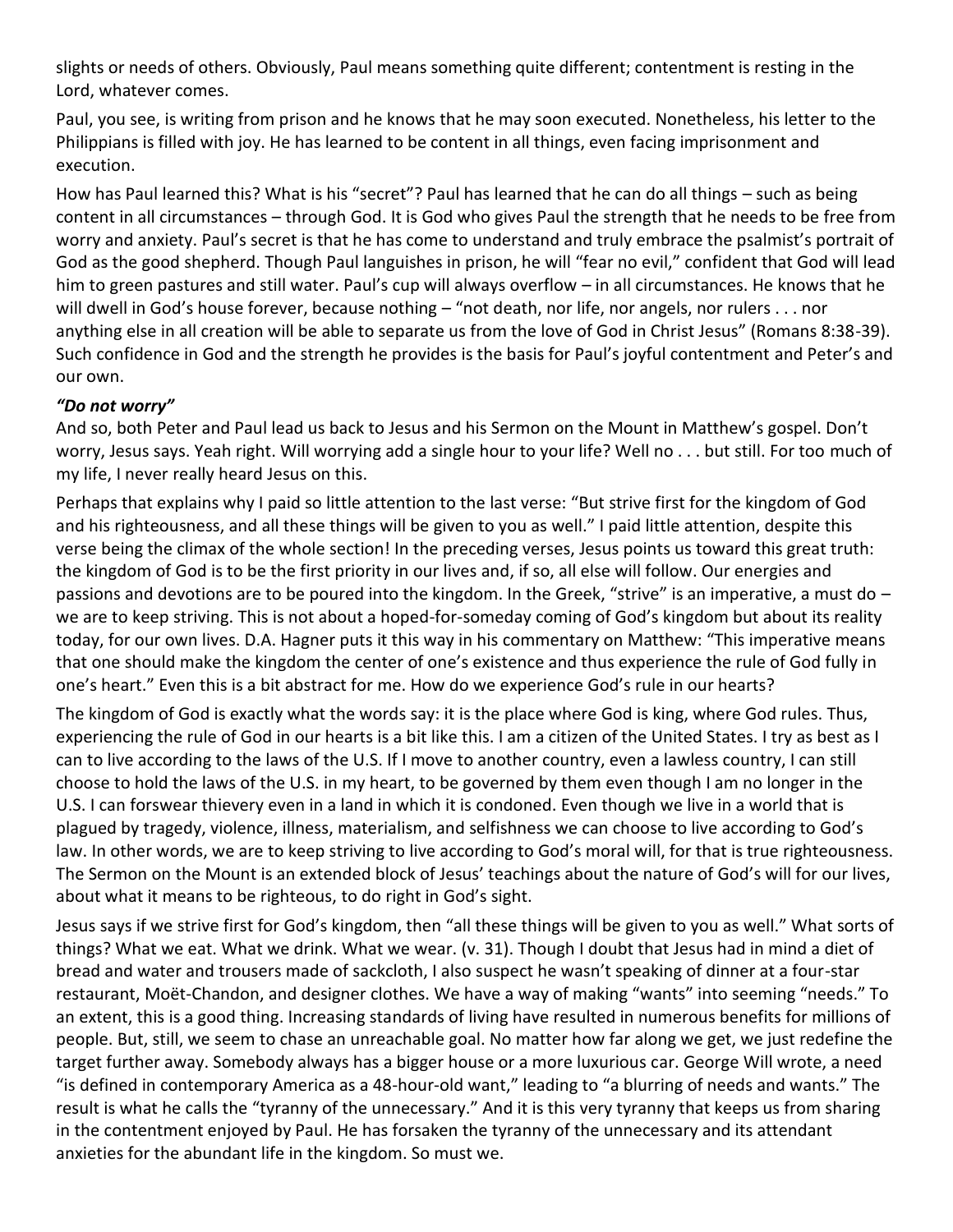slights or needs of others. Obviously, Paul means something quite different; contentment is resting in the Lord, whatever comes.

Paul, you see, is writing from prison and he knows that he may soon executed. Nonetheless, his letter to the Philippians is filled with joy. He has learned to be content in all things, even facing imprisonment and execution.

How has Paul learned this? What is his "secret"? Paul has learned that he can do all things – such as being content in all circumstances – through God. It is God who gives Paul the strength that he needs to be free from worry and anxiety. Paul's secret is that he has come to understand and truly embrace the psalmist's portrait of God as the good shepherd. Though Paul languishes in prison, he will "fear no evil," confident that God will lead him to green pastures and still water. Paul's cup will always overflow – in all circumstances. He knows that he will dwell in God's house forever, because nothing – "not death, nor life, nor angels, nor rulers . . . nor anything else in all creation will be able to separate us from the love of God in Christ Jesus" (Romans 8:38-39). Such confidence in God and the strength he provides is the basis for Paul's joyful contentment and Peter's and our own.

***"Do not worry"***

And so, both Peter and Paul lead us back to Jesus and his Sermon on the Mount in Matthew's gospel. Don't worry, Jesus says. Yeah right. Will worrying add a single hour to your life? Well no . . . but still. For too much of my life, I never really heard Jesus on this.

Perhaps that explains why I paid so little attention to the last verse: "But strive first for the kingdom of God and his righteousness, and all these things will be given to you as well." I paid little attention, despite this verse being the climax of the whole section! In the preceding verses, Jesus points us toward this great truth: the kingdom of God is to be the first priority in our lives and, if so, all else will follow. Our energies and passions and devotions are to be poured into the kingdom. In the Greek, "strive" is an imperative, a must do – we are to keep striving. This is not about a hoped-for-someday coming of God's kingdom but about its reality today, for our own lives. D.A. Hagner puts it this way in his commentary on Matthew: "This imperative means that one should make the kingdom the center of one's existence and thus experience the rule of God fully in one's heart." Even this is a bit abstract for me. How do we experience God's rule in our hearts?

The kingdom of God is exactly what the words say: it is the place where God is king, where God rules. Thus, experiencing the rule of God in our hearts is a bit like this. I am a citizen of the United States. I try as best as I can to live according to the laws of the U.S. If I move to another country, even a lawless country, I can still choose to hold the laws of the U.S. in my heart, to be governed by them even though I am no longer in the U.S. I can forswear thievery even in a land in which it is condoned. Even though we live in a world that is plagued by tragedy, violence, illness, materialism, and selfishness we can choose to live according to God's law. In other words, we are to keep striving to live according to God's moral will, for that is true righteousness. The Sermon on the Mount is an extended block of Jesus' teachings about the nature of God's will for our lives, about what it means to be righteous, to do right in God's sight.

Jesus says if we strive first for God's kingdom, then "all these things will be given to you as well." What sorts of things? What we eat. What we drink. What we wear. (v. 31). Though I doubt that Jesus had in mind a diet of bread and water and trousers made of sackcloth, I also suspect he wasn't speaking of dinner at a four-star restaurant, Moët-Chandon, and designer clothes. We have a way of making "wants" into seeming "needs." To an extent, this is a good thing. Increasing standards of living have resulted in numerous benefits for millions of people. But, still, we seem to chase an unreachable goal. No matter how far along we get, we just redefine the target further away. Somebody always has a bigger house or a more luxurious car. George Will wrote, a need "is defined in contemporary America as a 48-hour-old want," leading to "a blurring of needs and wants." The result is what he calls the "tyranny of the unnecessary." And it is this very tyranny that keeps us from sharing in the contentment enjoyed by Paul. He has forsaken the tyranny of the unnecessary and its attendant anxieties for the abundant life in the kingdom. So must we.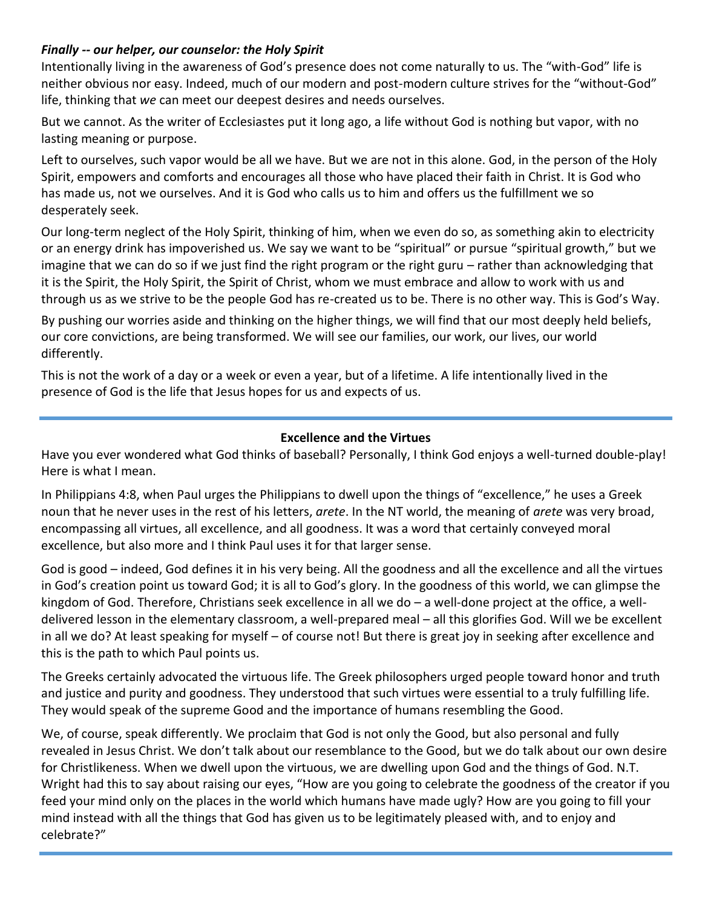***Finally -- our helper, our counselor: the Holy Spirit***

Intentionally living in the awareness of God's presence does not come naturally to us. The "with-God" life is neither obvious nor easy. Indeed, much of our modern and post-modern culture strives for the "without-God" life, thinking that *we* can meet our deepest desires and needs ourselves.

But we cannot. As the writer of Ecclesiastes put it long ago, a life without God is nothing but vapor, with no lasting meaning or purpose.

Left to ourselves, such vapor would be all we have. But we are not in this alone. God, in the person of the Holy Spirit, empowers and comforts and encourages all those who have placed their faith in Christ. It is God who has made us, not we ourselves. And it is God who calls us to him and offers us the fulfillment we so desperately seek.

Our long-term neglect of the Holy Spirit, thinking of him, when we even do so, as something akin to electricity or an energy drink has impoverished us. We say we want to be "spiritual" or pursue "spiritual growth," but we imagine that we can do so if we just find the right program or the right guru – rather than acknowledging that it is the Spirit, the Holy Spirit, the Spirit of Christ, whom we must embrace and allow to work with us and through us as we strive to be the people God has re-created us to be. There is no other way. This is God's Way.

By pushing our worries aside and thinking on the higher things, we will find that our most deeply held beliefs, our core convictions, are being transformed. We will see our families, our work, our lives, our world differently.

This is not the work of a day or a week or even a year, but of a lifetime. A life intentionally lived in the presence of God is the life that Jesus hopes for us and expects of us.

---

**Excellence and the Virtues**

Have you ever wondered what God thinks of baseball? Personally, I think God enjoys a well-turned double-play! Here is what I mean.

In Philippians 4:8, when Paul urges the Philippians to dwell upon the things of "excellence," he uses a Greek noun that he never uses in the rest of his letters, *arete*. In the NT world, the meaning of *arete* was very broad, encompassing all virtues, all excellence, and all goodness. It was a word that certainly conveyed moral excellence, but also more and I think Paul uses it for that larger sense.

God is good – indeed, God defines it in his very being. All the goodness and all the excellence and all the virtues in God's creation point us toward God; it is all to God's glory. In the goodness of this world, we can glimpse the kingdom of God. Therefore, Christians seek excellence in all we do – a well-done project at the office, a well-delivered lesson in the elementary classroom, a well-prepared meal – all this glorifies God. Will we be excellent in all we do? At least speaking for myself – of course not! But there is great joy in seeking after excellence and this is the path to which Paul points us.

The Greeks certainly advocated the virtuous life. The Greek philosophers urged people toward honor and truth and justice and purity and goodness. They understood that such virtues were essential to a truly fulfilling life. They would speak of the supreme Good and the importance of humans resembling the Good.

We, of course, speak differently. We proclaim that God is not only the Good, but also personal and fully revealed in Jesus Christ. We don't talk about our resemblance to the Good, but we do talk about our own desire for Christlikeness. When we dwell upon the virtuous, we are dwelling upon God and the things of God. N.T. Wright had this to say about raising our eyes, "How are you going to celebrate the goodness of the creator if you feed your mind only on the places in the world which humans have made ugly? How are you going to fill your mind instead with all the things that God has given us to be legitimately pleased with, and to enjoy and celebrate?"

---